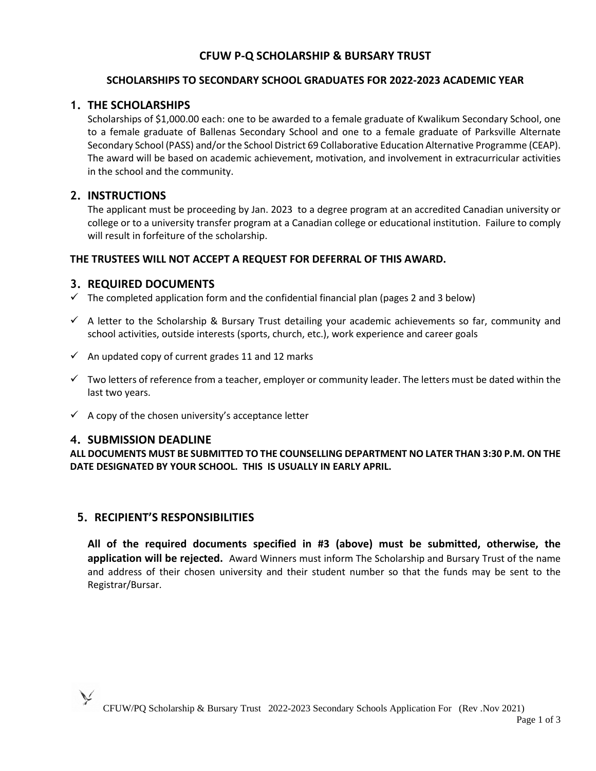# CFUW P-Q SCHOLARSHIP & BURSARY TRUST

## SCHOLARSHIPS TO SECONDARY SCHOOL GRADUATES FOR 2022-2023 ACADEMIC YEAR

## 1. THE SCHOLARSHIPS

Scholarships of $1,000.00 each: one to be awarded to a female graduate of Kwalikum Secondary School, one to a female graduate of Ballenas Secondary School and one to a female graduate of Parksville Alternate Secondary School (PASS) and/or the School District 69 Collaborative Education Alternative Programme (CEAP). The award will be based on academic achievement, motivation, and involvement in extracurricular activities in the school and the community.

## 2. INSTRUCTIONS

The applicant must be proceeding by Jan. 2023 to a degree program at an accredited Canadian university or college or to a university transfer program at a Canadian college or educational institution. Failure to comply will result in forfeiture of the scholarship.

**THE TRUSTEES WILL NOT ACCEPT A REQUEST FOR DEFERRAL OF THIS AWARD.**

## 3. REQUIRED DOCUMENTS

- ✓ The completed application form and the confidential financial plan (pages 2 and 3 below)
- ✓ A letter to the Scholarship & Bursary Trust detailing your academic achievements so far, community and school activities, outside interests (sports, church, etc.), work experience and career goals
- ✓ An updated copy of current grades 11 and 12 marks
- ✓ Two letters of reference from a teacher, employer or community leader. The letters must be dated within the last two years.
- ✓ A copy of the chosen university's acceptance letter

## 4. SUBMISSION DEADLINE

**ALL DOCUMENTS MUST BE SUBMITTED TO THE COUNSELLING DEPARTMENT NO LATER THAN 3:30 P.M. ON THE DATE DESIGNATED BY YOUR SCHOOL. THIS IS USUALLY IN EARLY APRIL.**

## 5. RECIPIENT'S RESPONSIBILITIES

**All of the required documents specified in #3 (above) must be submitted, otherwise, the application will be rejected.** Award Winners must inform The Scholarship and Bursary Trust of the name and address of their chosen university and their student number so that the funds may be sent to the Registrar/Bursar.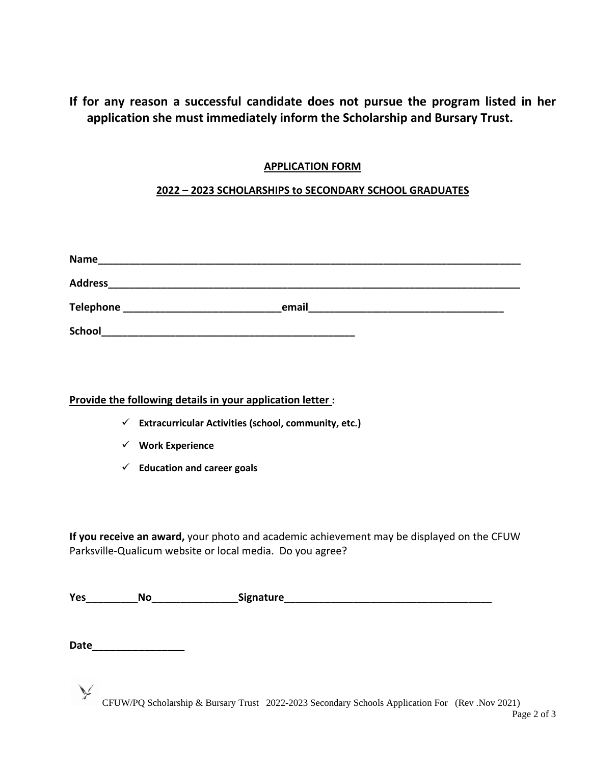**If for any reason a successful candidate does not pursue the program listed in her application she must immediately inform the Scholarship and Bursary Trust.**

## APPLICATION FORM

## 2022 – 2023 SCHOLARSHIPS to SECONDARY SCHOOL GRADUATES

**Name**_____________________________________________________________________________

**Address**___________________________________________________________________________

**Telephone** ____________________________**email**__________________________________

**School**_____________________________________________

**Provide the following details in your application letter :**

- ✓ **Extracurricular Activities (school, community, etc.)**
- ✓ **Work Experience**
- ✓ **Education and career goals**

**If you receive an award,** your photo and academic achievement may be displayed on the CFUW Parksville-Qualicum website or local media. Do you agree?

**Yes**_________**No**_______________**Signature**_____________________________________

**Date**________________

CFUW/PQ Scholarship & Bursary Trust 2022-2023 Secondary Schools Application For (Rev .Nov 2021)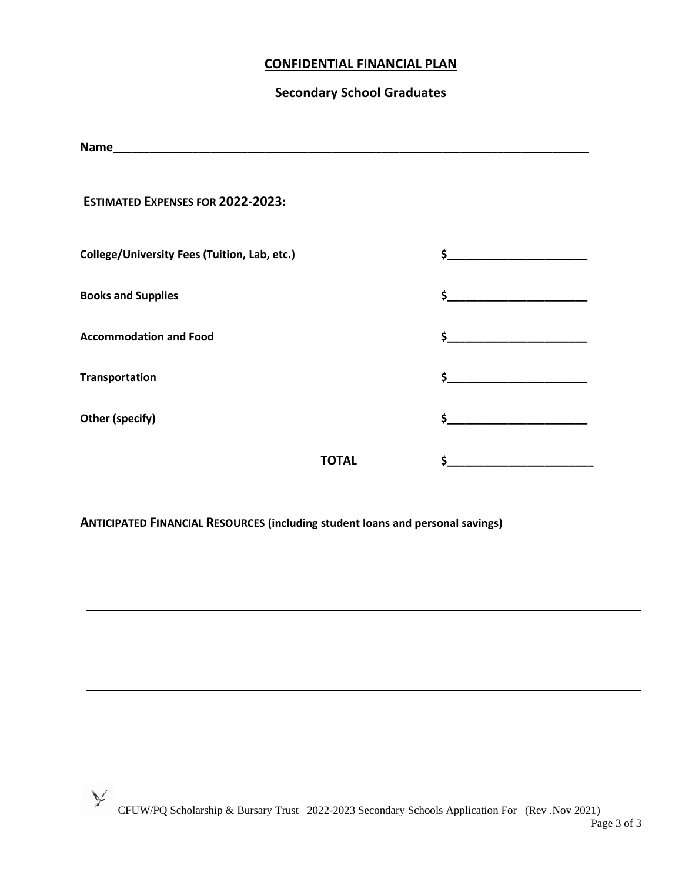# CONFIDENTIAL FINANCIAL PLAN

## Secondary School Graduates

**Name**___________________________________________________________________________

**ESTIMATED EXPENSES FOR 2022-2023:**

| | |
|---|---|
| **College/University Fees (Tuition, Lab, etc.)** | **$**______________________ |
| **Books and Supplies** | **$**______________________ |
| **Accommodation and Food** | **$**______________________ |
| **Transportation** | **$**______________________ |
| **Other (specify)** | **$**______________________ |
| **TOTAL** | **$**_______________________ |

**ANTICIPATED FINANCIAL RESOURCES (including student loans and personal savings)**

_______________________________________________________________________________

_______________________________________________________________________________

_______________________________________________________________________________

_______________________________________________________________________________

_______________________________________________________________________________

_______________________________________________________________________________

_______________________________________________________________________________

_______________________________________________________________________________

CFUW/PQ Scholarship & Bursary Trust 2022-2023 Secondary Schools Application For (Rev .Nov 2021)